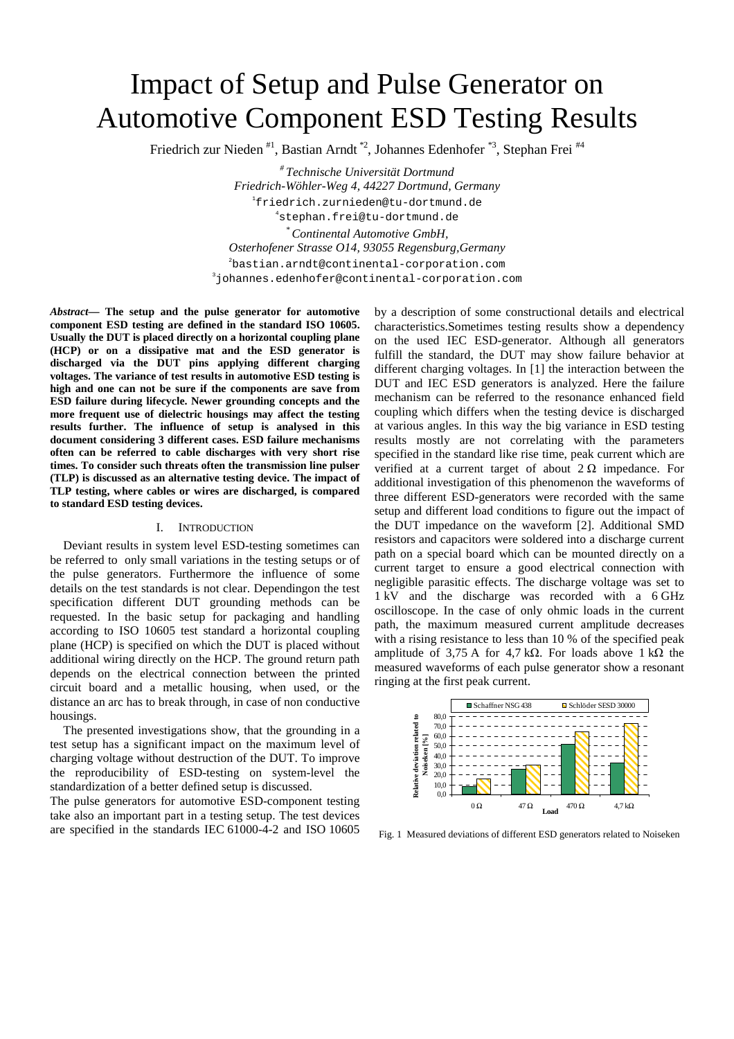# Impact of Setup and Pulse Generator on Automotive Component ESD Testing Results

Friedrich zur Nieden [#1], Bastian Arndt [*2], Johannes Edenhofer [*3], Stephan Frei [#4]

[#] *Technische Universität Dortmund*
*Friedrich-Wöhler-Weg 4, 44227 Dortmund, Germany*
[1]friedrich.zurnieden@tu-dortmund.de
[4]stephan.frei@tu-dortmund.de

[*] *Continental Automotive GmbH,*
*Osterhofener Strasse O14, 93055 Regensburg,Germany*
[2]bastian.arndt@continental-corporation.com
[3]johannes.edenhofer@continental-corporation.com

***Abstract*— The setup and the pulse generator for automotive component ESD testing are defined in the standard ISO 10605. Usually the DUT is placed directly on a horizontal coupling plane (HCP) or on a dissipative mat and the ESD generator is discharged via the DUT pins applying different charging voltages. The variance of test results in automotive ESD testing is high and one can not be sure if the components are save from ESD failure during lifecycle. Newer grounding concepts and the more frequent use of dielectric housings may affect the testing results further. The influence of setup is analysed in this document considering 3 different cases. ESD failure mechanisms often can be referred to cable discharges with very short rise times. To consider such threats often the transmission line pulser (TLP) is discussed as an alternative testing device. The impact of TLP testing, where cables or wires are discharged, is compared to standard ESD testing devices.**

## I. Introduction

Deviant results in system level ESD-testing sometimes can be referred to only small variations in the testing setups or of the pulse generators. Furthermore the influence of some details on the test standards is not clear. Dependingon the test specification different DUT grounding methods can be requested. In the basic setup for packaging and handling according to ISO 10605 test standard a horizontal coupling plane (HCP) is specified on which the DUT is placed without additional wiring directly on the HCP. The ground return path depends on the electrical connection between the printed circuit board and a metallic housing, when used, or the distance an arc has to break through, in case of non conductive housings.

The presented investigations show, that the grounding in a test setup has a significant impact on the maximum level of charging voltage without destruction of the DUT. To improve the reproducibility of ESD-testing on system-level the standardization of a better defined setup is discussed.

The pulse generators for automotive ESD-component testing take also an important part in a testing setup. The test devices are specified in the standards IEC 61000-4-2 and ISO 10605 by a description of some constructional details and electrical characteristics.Sometimes testing results show a dependency on the used IEC ESD-generator. Although all generators fulfill the standard, the DUT may show failure behavior at different charging voltages. In [1] the interaction between the DUT and IEC ESD generators is analyzed. Here the failure mechanism can be referred to the resonance enhanced field coupling which differs when the testing device is discharged at various angles. In this way the big variance in ESD testing results mostly are not correlating with the parameters specified in the standard like rise time, peak current which are verified at a current target of about 2 Ω impedance. For additional investigation of this phenomenon the waveforms of three different ESD-generators were recorded with the same setup and different load conditions to figure out the impact of the DUT impedance on the waveform [2]. Additional SMD resistors and capacitors were soldered into a discharge current path on a special board which can be mounted directly on a current target to ensure a good electrical connection with negligible parasitic effects. The discharge voltage was set to 1 kV and the discharge was recorded with a 6 GHz oscilloscope. In the case of only ohmic loads in the current path, the maximum measured current amplitude decreases with a rising resistance to less than 10 % of the specified peak amplitude of 3,75 A for 4,7 kΩ. For loads above 1 kΩ the measured waveforms of each pulse generator show a resonant ringing at the first peak current.

Fig. 1 Measured deviations of different ESD generators related to Noiseken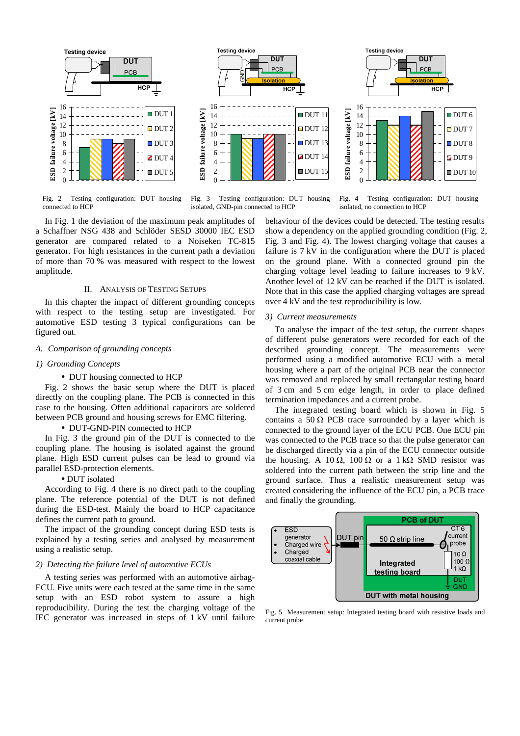Fig. 2 Testing configuration: DUT housing connected to HCP

Fig. 3 Testing configuration: DUT housing isolated, GND-pin connected to HCP

Fig. 4 Testing configuration: DUT housing isolated, no connection to HCP

In Fig. 1 the deviation of the maximum peak amplitudes of a Schaffner NSG 438 and Schlöder SESD 30000 IEC ESD generator are compared related to a Noiseken TC-815 generator. For high resistances in the current path a deviation of more than 70 % was measured with respect to the lowest amplitude.

## II. Analysis of Testing Setups

In this chapter the impact of different grounding concepts with respect to the testing setup are investigated. For automotive ESD testing 3 typical configurations can be figured out.

### A. Comparison of grounding concepts

#### 1) Grounding Concepts

- DUT housing connected to HCP

Fig. 2 shows the basic setup where the DUT is placed directly on the coupling plane. The PCB is connected in this case to the housing. Often additional capacitors are soldered between PCB ground and housing screws for EMC filtering.

- DUT-GND-PIN connected to HCP

In Fig. 3 the ground pin of the DUT is connected to the coupling plane. The housing is isolated against the ground plane. High ESD current pulses can be lead to ground via parallel ESD-protection elements.

- DUT isolated

According to Fig. 4 there is no direct path to the coupling plane. The reference potential of the DUT is not defined during the ESD-test. Mainly the board to HCP capacitance defines the current path to ground.

The impact of the grounding concept during ESD tests is explained by a testing series and analysed by measurement using a realistic setup.

#### 2) Detecting the failure level of automotive ECUs

A testing series was performed with an automotive airbag-ECU. Five units were each tested at the same time in the same setup with an ESD robot system to assure a high reproducibility. During the test the charging voltage of the IEC generator was increased in steps of 1 kV until failure behaviour of the devices could be detected. The testing results show a dependency on the applied grounding condition (Fig. 2, Fig. 3 and Fig. 4). The lowest charging voltage that causes a failure is 7 kV in the configuration where the DUT is placed on the ground plane. With a connected ground pin the charging voltage level leading to failure increases to 9 kV. Another level of 12 kV can be reached if the DUT is isolated. Note that in this case the applied charging voltages are spread over 4 kV and the test reproducibility is low.

#### 3) Current measurements

To analyse the impact of the test setup, the current shapes of different pulse generators were recorded for each of the described grounding concept. The measurements were performed using a modified automotive ECU with a metal housing where a part of the original PCB near the connector was removed and replaced by small rectangular testing board of 3 cm and 5 cm edge length, in order to place defined termination impedances and a current probe.

The integrated testing board which is shown in Fig. 5 contains a 50 Ω PCB trace surrounded by a layer which is connected to the ground layer of the ECU PCB. One ECU pin was connected to the PCB trace so that the pulse generator can be discharged directly via a pin of the ECU connector outside the housing. A 10 Ω, 100 Ω or a 1 kΩ SMD resistor was soldered into the current path between the strip line and the ground surface. Thus a realistic measurement setup was created considering the influence of the ECU pin, a PCB trace and finally the grounding.

Fig. 5 Measurement setup: Integrated testing board with resistive loads and current probe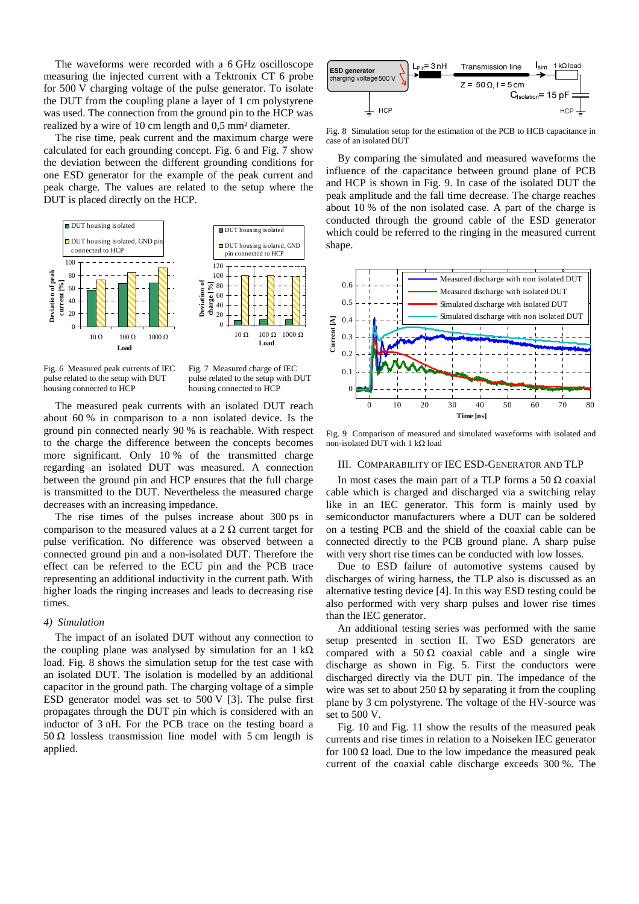The waveforms were recorded with a 6 GHz oscilloscope measuring the injected current with a Tektronix CT 6 probe for 500 V charging voltage of the pulse generator. To isolate the DUT from the coupling plane a layer of 1 cm polystyrene was used. The connection from the ground pin to the HCP was realized by a wire of 10 cm length and 0,5 mm² diameter.

The rise time, peak current and the maximum charge were calculated for each grounding concept. Fig. 6 and Fig. 7 show the deviation between the different grounding conditions for one ESD generator for the example of the peak current and peak charge. The values are related to the setup where the DUT is placed directly on the HCP.

Fig. 6 Measured peak currents of IEC pulse related to the setup with DUT housing connected to HCP

Fig. 7 Measured charge of IEC pulse related to the setup with DUT housing connected to HCP

The measured peak currents with an isolated DUT reach about 60 % in comparison to a non isolated device. Is the ground pin connected nearly 90 % is reachable. With respect to the charge the difference between the concepts becomes more significant. Only 10 % of the transmitted charge regarding an isolated DUT was measured. A connection between the ground pin and HCP ensures that the full charge is transmitted to the DUT. Nevertheless the measured charge decreases with an increasing impedance.

The rise times of the pulses increase about 300 ps in comparison to the measured values at a 2 Ω current target for pulse verification. No difference was observed between a connected ground pin and a non-isolated DUT. Therefore the effect can be referred to the ECU pin and the PCB trace representing an additional inductivity in the current path. With higher loads the ringing increases and leads to decreasing rise times.

*4) Simulation*

The impact of an isolated DUT without any connection to the coupling plane was analysed by simulation for an 1 kΩ load. Fig. 8 shows the simulation setup for the test case with an isolated DUT. The isolation is modelled by an additional capacitor in the ground path. The charging voltage of a simple ESD generator model was set to 500 V [3]. The pulse first propagates through the DUT pin which is considered with an inductor of 3 nH. For the PCB trace on the testing board a 50 Ω lossless transmission line model with 5 cm length is applied.

Fig. 8 Simulation setup for the estimation of the PCB to HCB capacitance in case of an isolated DUT

By comparing the simulated and measured waveforms the influence of the capacitance between ground plane of PCB and HCP is shown in Fig. 9. In case of the isolated DUT the peak amplitude and the fall time decrease. The charge reaches about 10 % of the non isolated case. A part of the charge is conducted through the ground cable of the ESD generator which could be referred to the ringing in the measured current shape.

Fig. 9 Comparison of measured and simulated waveforms with isolated and non-isolated DUT with 1 kΩ load

## III. Comparability of IEC ESD-Generator and TLP

In most cases the main part of a TLP forms a 50 Ω coaxial cable which is charged and discharged via a switching relay like in an IEC generator. This form is mainly used by semiconductor manufacturers where a DUT can be soldered on a testing PCB and the shield of the coaxial cable can be connected directly to the PCB ground plane. A sharp pulse with very short rise times can be conducted with low losses.

Due to ESD failure of automotive systems caused by discharges of wiring harness, the TLP also is discussed as an alternative testing device [4]. In this way ESD testing could be also performed with very sharp pulses and lower rise times than the IEC generator.

An additional testing series was performed with the same setup presented in section II. Two ESD generators are compared with a 50 Ω coaxial cable and a single wire discharge as shown in Fig. 5. First the conductors were discharged directly via the DUT pin. The impedance of the wire was set to about 250 Ω by separating it from the coupling plane by 3 cm polystyrene. The voltage of the HV-source was set to 500 V.

Fig. 10 and Fig. 11 show the results of the measured peak currents and rise times in relation to a Noiseken IEC generator for 100 Ω load. Due to the low impedance the measured peak current of the coaxial cable discharge exceeds 300 %. The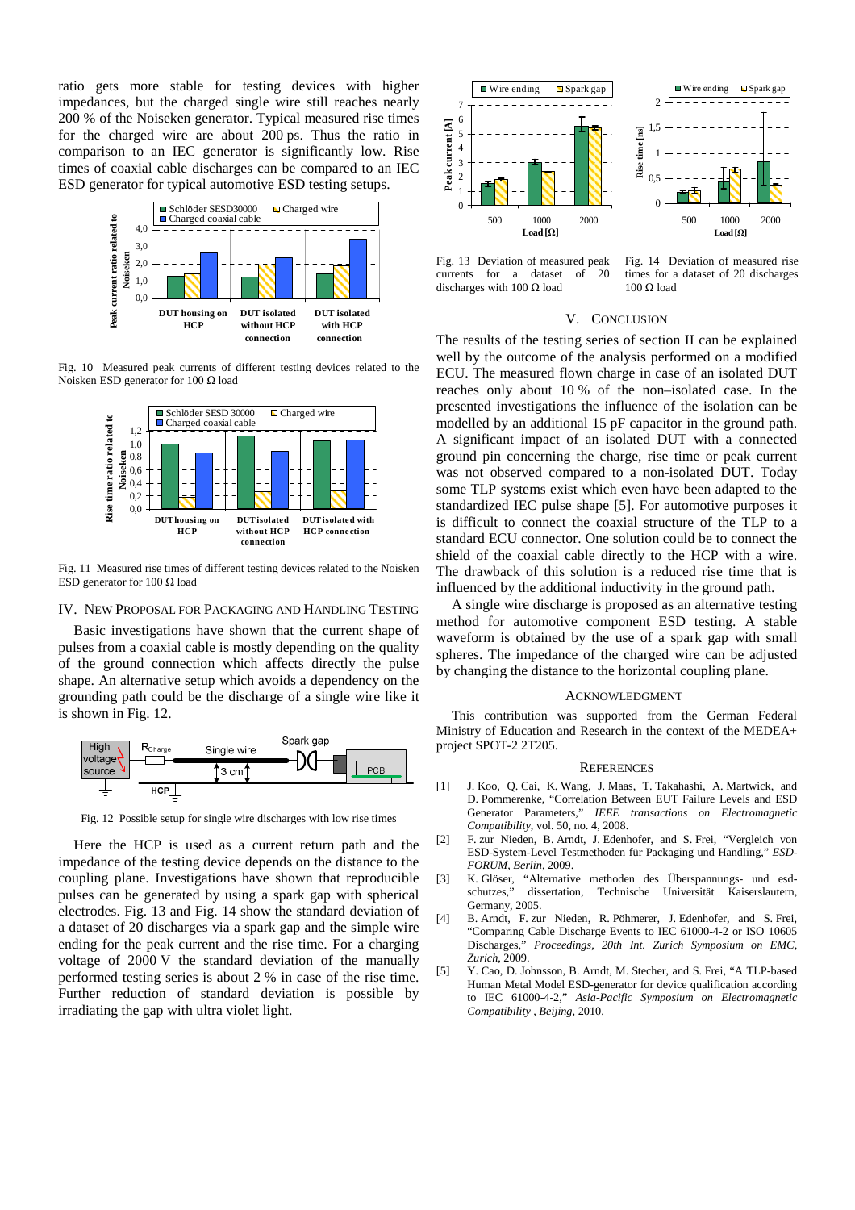ratio gets more stable for testing devices with higher impedances, but the charged single wire still reaches nearly 200 % of the Noiseken generator. Typical measured rise times for the charged wire are about 200 ps. Thus the ratio in comparison to an IEC generator is significantly low. Rise times of coaxial cable discharges can be compared to an IEC ESD generator for typical automotive ESD testing setups.

Schlöder SESD30000
Charged wire
Charged coaxial cable
Peak current ratio related to Noiseken
4,0
3,0
2,0
1,0
0,0
DUT housing on HCP
DUT isolated without HCP connection
DUT isolated with HCP connection

Fig. 10 Measured peak currents of different testing devices related to the Noisken ESD generator for 100 Ω load

Schlöder SESD 30000
Charged wire
Charged coaxial cable
Rise time ratio related to Noiseken
1,2
1,0
0,8
0,6
0,4
0,2
0,0
DUT housing on HCP
DUT isolated without HCP connection
DUT isolated with HCP connection

Fig. 11 Measured rise times of different testing devices related to the Noisken ESD generator for 100 Ω load

## IV. New Proposal for Packaging and Handling Testing

Basic investigations have shown that the current shape of pulses from a coaxial cable is mostly depending on the quality of the ground connection which affects directly the pulse shape. An alternative setup which avoids a dependency on the grounding path could be the discharge of a single wire like it is shown in Fig. 12.

High voltage source
$R_{Charge}$
Single wire
Spark gap
3 cm
PCB
HCP

Fig. 12 Possible setup for single wire discharges with low rise times

Here the HCP is used as a current return path and the impedance of the testing device depends on the distance to the coupling plane. Investigations have shown that reproducible pulses can be generated by using a spark gap with spherical electrodes. Fig. 13 and Fig. 14 show the standard deviation of a dataset of 20 discharges via a spark gap and the simple wire ending for the peak current and the rise time. For a charging voltage of 2000 V the standard deviation of the manually performed testing series is about 2 % in case of the rise time. Further reduction of standard deviation is possible by irradiating the gap with ultra violet light.

Wire ending
Spark gap
Peak current [A]
7
6
5
4
3
2
1
0
500
1000
2000
Load [Ω]

Fig. 13 Deviation of measured peak currents for a dataset of 20 discharges with 100 Ω load

Wire ending
Spark gap
Rise time [ns]
2
1,5
1
0,5
0
500
1000
2000
Load [Ω]

Fig. 14 Deviation of measured rise times for a dataset of 20 discharges 100 Ω load

## V. Conclusion

The results of the testing series of section II can be explained well by the outcome of the analysis performed on a modified ECU. The measured flown charge in case of an isolated DUT reaches only about 10 % of the non–isolated case. In the presented investigations the influence of the isolation can be modelled by an additional 15 pF capacitor in the ground path. A significant impact of an isolated DUT with a connected ground pin concerning the charge, rise time or peak current was not observed compared to a non-isolated DUT. Today some TLP systems exist which even have been adapted to the standardized IEC pulse shape [5]. For automotive purposes it is difficult to connect the coaxial structure of the TLP to a standard ECU connector. One solution could be to connect the shield of the coaxial cable directly to the HCP with a wire. The drawback of this solution is a reduced rise time that is influenced by the additional inductivity in the ground path.

A single wire discharge is proposed as an alternative testing method for automotive component ESD testing. A stable waveform is obtained by the use of a spark gap with small spheres. The impedance of the charged wire can be adjusted by changing the distance to the horizontal coupling plane.

## Acknowledgment

This contribution was supported from the German Federal Ministry of Education and Research in the context of the MEDEA+ project SPOT-2 2T205.

## References

[1] J. Koo, Q. Cai, K. Wang, J. Maas, T. Takahashi, A. Martwick, and D. Pommerenke, "Correlation Between EUT Failure Levels and ESD Generator Parameters," *IEEE transactions on Electromagnetic Compatibility*, vol. 50, no. 4, 2008.

[2] F. zur Nieden, B. Arndt, J. Edenhofer, and S. Frei, "Vergleich von ESD-System-Level Testmethoden für Packaging und Handling," *ESD-FORUM, Berlin*, 2009.

[3] K. Glöser, "Alternative methoden des Überspannungs- und esd-schutzes," dissertation, Technische Universität Kaiserslautern, Germany, 2005.

[4] B. Arndt, F. zur Nieden, R. Pöhmerer, J. Edenhofer, and S. Frei, "Comparing Cable Discharge Events to IEC 61000-4-2 or ISO 10605 Discharges," *Proceedings, 20th Int. Zurich Symposium on EMC, Zurich*, 2009.

[5] Y. Cao, D. Johnsson, B. Arndt, M. Stecher, and S. Frei, "A TLP-based Human Metal Model ESD-generator for device qualification according to IEC 61000-4-2," *Asia-Pacific Symposium on Electromagnetic Compatibility , Beijing*, 2010.